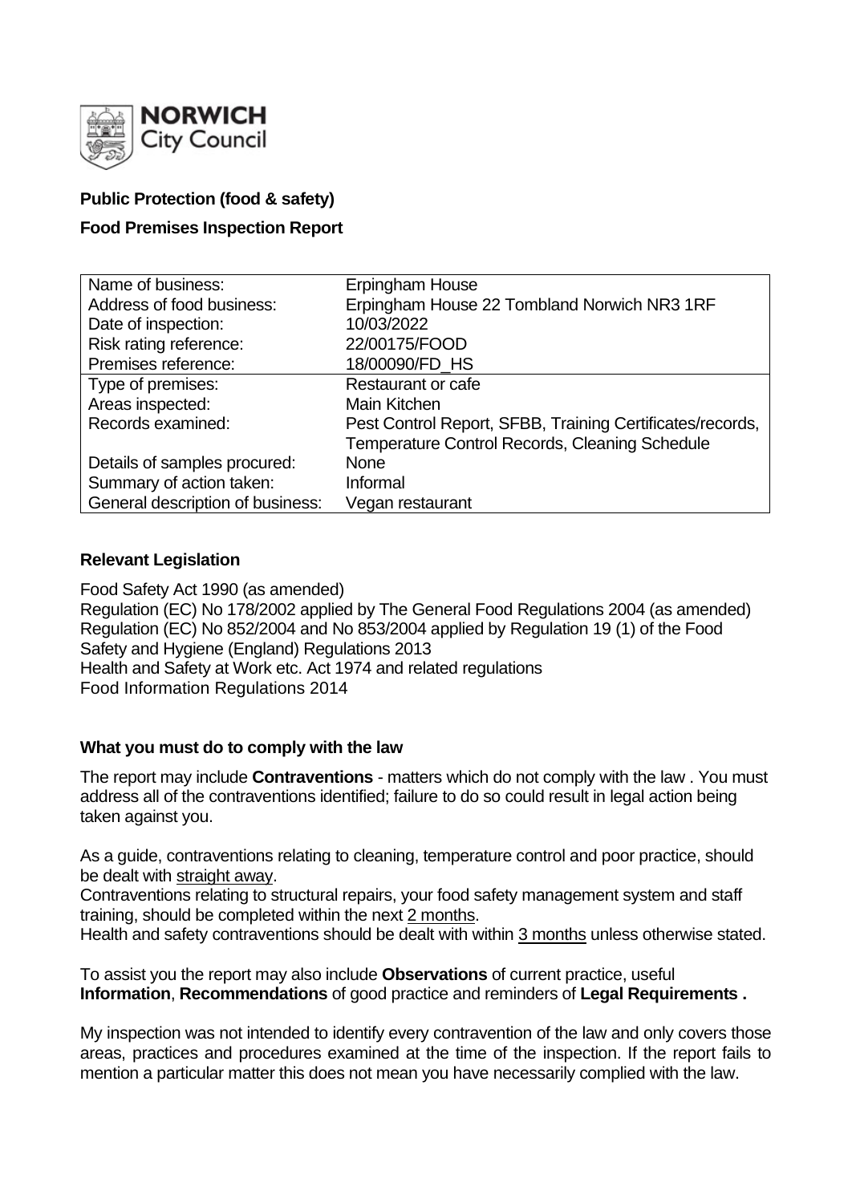**Public Protection (food & safety)**

**Food Premises Inspection Report**

| Name of business: | Erpingham House |
|---|---|
| Address of food business: | Erpingham House 22 Tombland Norwich NR3 1RF |
| Date of inspection: | 10/03/2022 |
| Risk rating reference: | 22/00175/FOOD |
| Premises reference: | 18/00090/FD_HS |
| Type of premises: | Restaurant or cafe |
| Areas inspected: | Main Kitchen |
| Records examined: | Pest Control Report, SFBB, Training Certificates/records, Temperature Control Records, Cleaning Schedule |
| Details of samples procured: | None |
| Summary of action taken: | Informal |
| General description of business: | Vegan restaurant |

**Relevant Legislation**

Food Safety Act 1990 (as amended)
Regulation (EC) No 178/2002 applied by The General Food Regulations 2004 (as amended)
Regulation (EC) No 852/2004 and No 853/2004 applied by Regulation 19 (1) of the Food Safety and Hygiene (England) Regulations 2013
Health and Safety at Work etc. Act 1974 and related regulations
Food Information Regulations 2014

**What you must do to comply with the law**

The report may include **Contraventions** - matters which do not comply with the law . You must address all of the contraventions identified; failure to do so could result in legal action being taken against you.

As a guide, contraventions relating to cleaning, temperature control and poor practice, should be dealt with straight away.
Contraventions relating to structural repairs, your food safety management system and staff training, should be completed within the next 2 months.
Health and safety contraventions should be dealt with within 3 months unless otherwise stated.

To assist you the report may also include **Observations** of current practice, useful **Information**, **Recommendations** of good practice and reminders of **Legal Requirements .**

My inspection was not intended to identify every contravention of the law and only covers those areas, practices and procedures examined at the time of the inspection. If the report fails to mention a particular matter this does not mean you have necessarily complied with the law.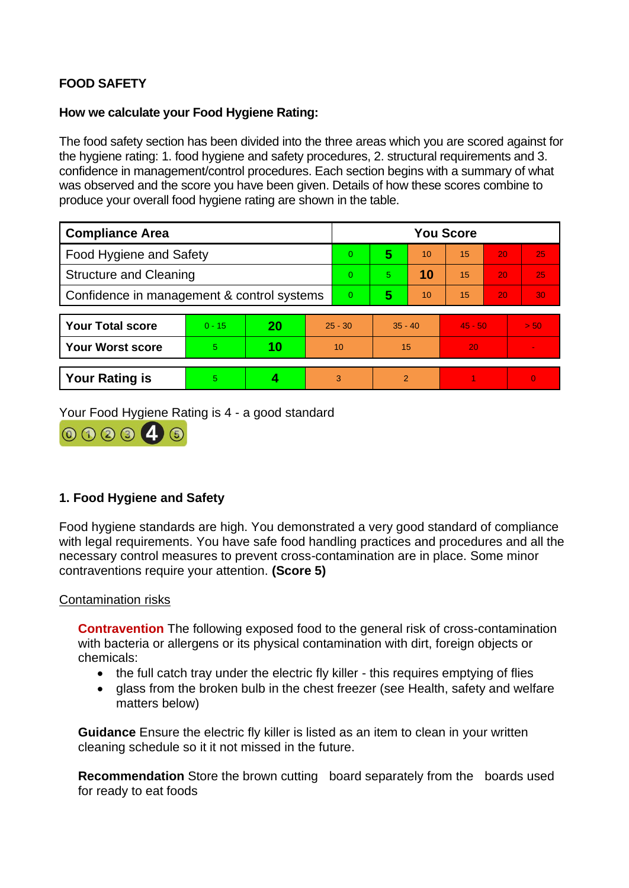**FOOD SAFETY**

**How we calculate your Food Hygiene Rating:**

The food safety section has been divided into the three areas which you are scored against for the hygiene rating: 1. food hygiene and safety procedures, 2. structural requirements and 3. confidence in management/control procedures. Each section begins with a summary of what was observed and the score you have been given. Details of how these scores combine to produce your overall food hygiene rating are shown in the table.

| Compliance Area | You Score | | | | | |
|---|---|---|---|---|---|---|
| Food Hygiene and Safety | 0 | **5** | 10 | 15 | 20 | 25 |
| Structure and Cleaning | 0 | 5 | **10** | 15 | 20 | 25 |
| Confidence in management & control systems | 0 | **5** | 10 | 15 | 20 | 30 |

| | | | | | | |
|---|---|---|---|---|---|---|
| **Your Total score** | 0 - 15 | **20** | 25 - 30 | 35 - 40 | 45 - 50 | > 50 |
| **Your Worst score** | 5 | **10** | 10 | 15 | 20 | - |
| **Your Rating is** | 5 | **4** | 3 | 2 | 1 | 0 |

Your Food Hygiene Rating is 4 - a good standard

**1. Food Hygiene and Safety**

Food hygiene standards are high. You demonstrated a very good standard of compliance with legal requirements. You have safe food handling practices and procedures and all the necessary control measures to prevent cross-contamination are in place. Some minor contraventions require your attention. **(Score 5)**

Contamination risks

**Contravention** The following exposed food to the general risk of cross-contamination with bacteria or allergens or its physical contamination with dirt, foreign objects or chemicals:

- the full catch tray under the electric fly killer - this requires emptying of flies
- glass from the broken bulb in the chest freezer (see Health, safety and welfare matters below)

**Guidance** Ensure the electric fly killer is listed as an item to clean in your written cleaning schedule so it it not missed in the future.

**Recommendation** Store the brown cutting board separately from the boards used for ready to eat foods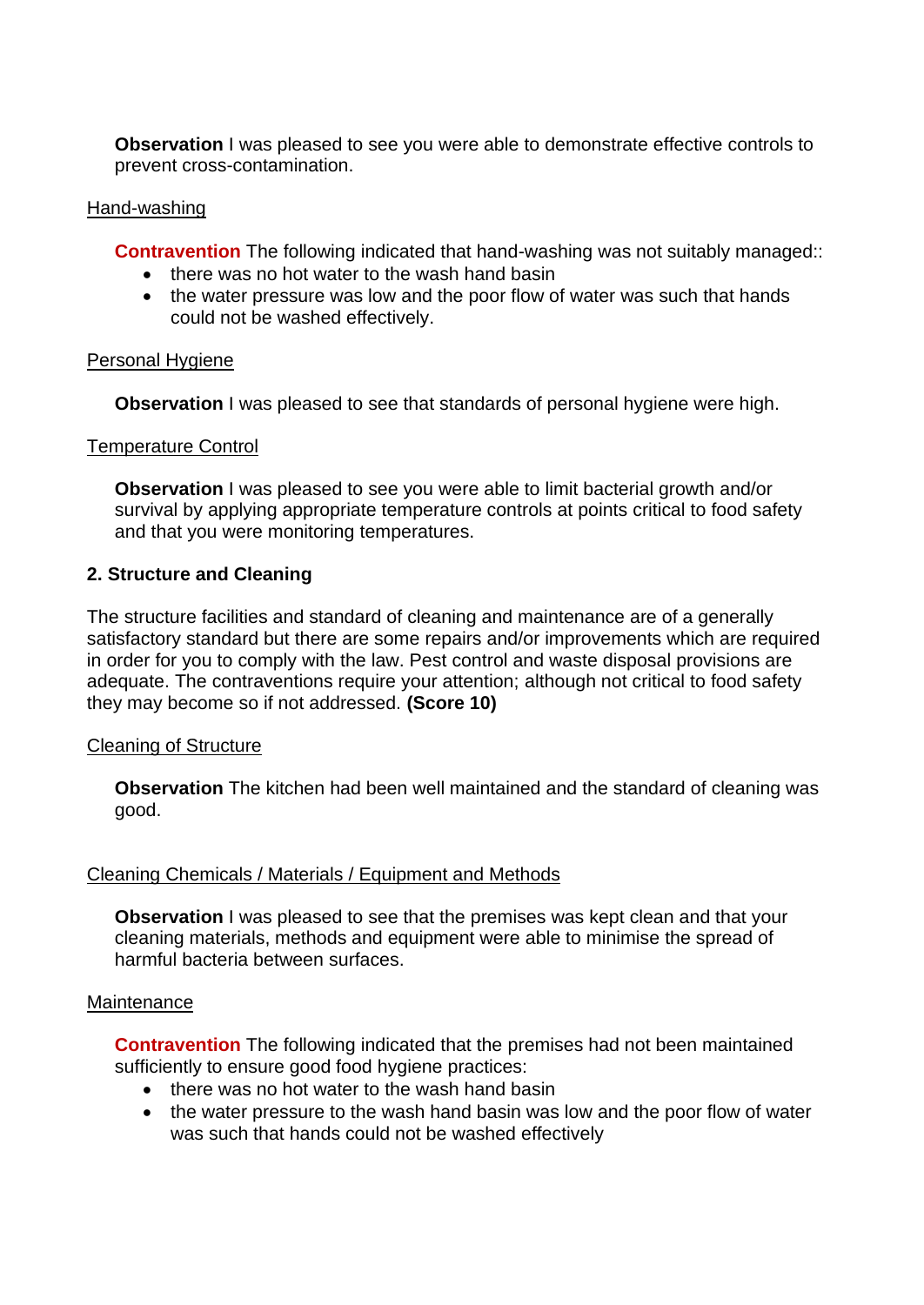**Observation** I was pleased to see you were able to demonstrate effective controls to prevent cross-contamination.

Hand-washing

**Contravention** The following indicated that hand-washing was not suitably managed::

- there was no hot water to the wash hand basin
- the water pressure was low and the poor flow of water was such that hands could not be washed effectively.

Personal Hygiene

**Observation** I was pleased to see that standards of personal hygiene were high.

Temperature Control

**Observation** I was pleased to see you were able to limit bacterial growth and/or survival by applying appropriate temperature controls at points critical to food safety and that you were monitoring temperatures.

## 2. Structure and Cleaning

The structure facilities and standard of cleaning and maintenance are of a generally satisfactory standard but there are some repairs and/or improvements which are required in order for you to comply with the law. Pest control and waste disposal provisions are adequate. The contraventions require your attention; although not critical to food safety they may become so if not addressed. **(Score 10)**

Cleaning of Structure

**Observation** The kitchen had been well maintained and the standard of cleaning was good.

Cleaning Chemicals / Materials / Equipment and Methods

**Observation** I was pleased to see that the premises was kept clean and that your cleaning materials, methods and equipment were able to minimise the spread of harmful bacteria between surfaces.

Maintenance

**Contravention** The following indicated that the premises had not been maintained sufficiently to ensure good food hygiene practices:

- there was no hot water to the wash hand basin
- the water pressure to the wash hand basin was low and the poor flow of water was such that hands could not be washed effectively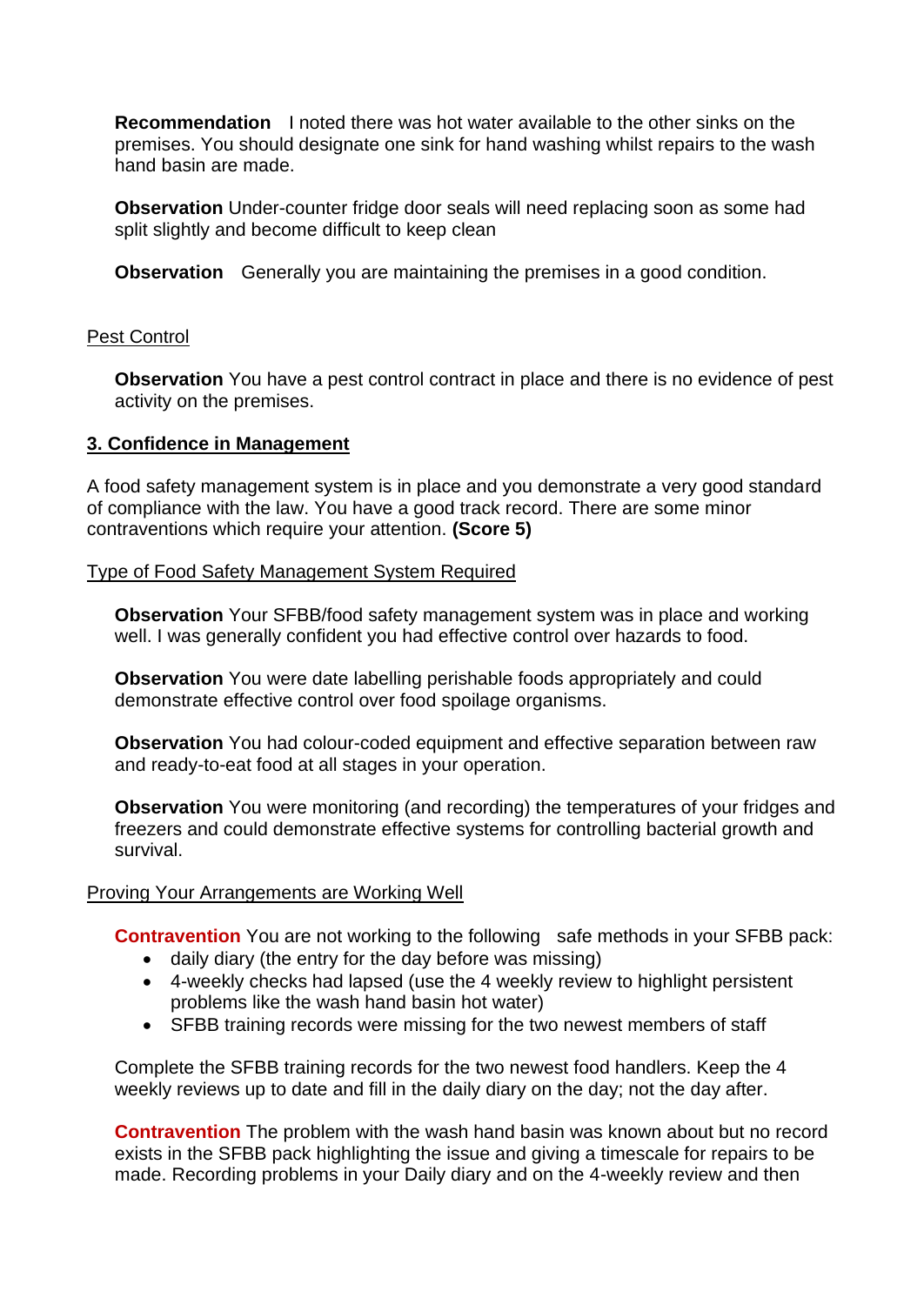**Recommendation** I noted there was hot water available to the other sinks on the premises. You should designate one sink for hand washing whilst repairs to the wash hand basin are made.

**Observation** Under-counter fridge door seals will need replacing soon as some had split slightly and become difficult to keep clean

**Observation** Generally you are maintaining the premises in a good condition.

Pest Control

**Observation** You have a pest control contract in place and there is no evidence of pest activity on the premises.

## 3. Confidence in Management

A food safety management system is in place and you demonstrate a very good standard of compliance with the law. You have a good track record. There are some minor contraventions which require your attention. **(Score 5)**

Type of Food Safety Management System Required

**Observation** Your SFBB/food safety management system was in place and working well. I was generally confident you had effective control over hazards to food.

**Observation** You were date labelling perishable foods appropriately and could demonstrate effective control over food spoilage organisms.

**Observation** You had colour-coded equipment and effective separation between raw and ready-to-eat food at all stages in your operation.

**Observation** You were monitoring (and recording) the temperatures of your fridges and freezers and could demonstrate effective systems for controlling bacterial growth and survival.

Proving Your Arrangements are Working Well

**Contravention** You are not working to the following safe methods in your SFBB pack:

- daily diary (the entry for the day before was missing)
- 4-weekly checks had lapsed (use the 4 weekly review to highlight persistent problems like the wash hand basin hot water)
- SFBB training records were missing for the two newest members of staff

Complete the SFBB training records for the two newest food handlers. Keep the 4 weekly reviews up to date and fill in the daily diary on the day; not the day after.

**Contravention** The problem with the wash hand basin was known about but no record exists in the SFBB pack highlighting the issue and giving a timescale for repairs to be made. Recording problems in your Daily diary and on the 4-weekly review and then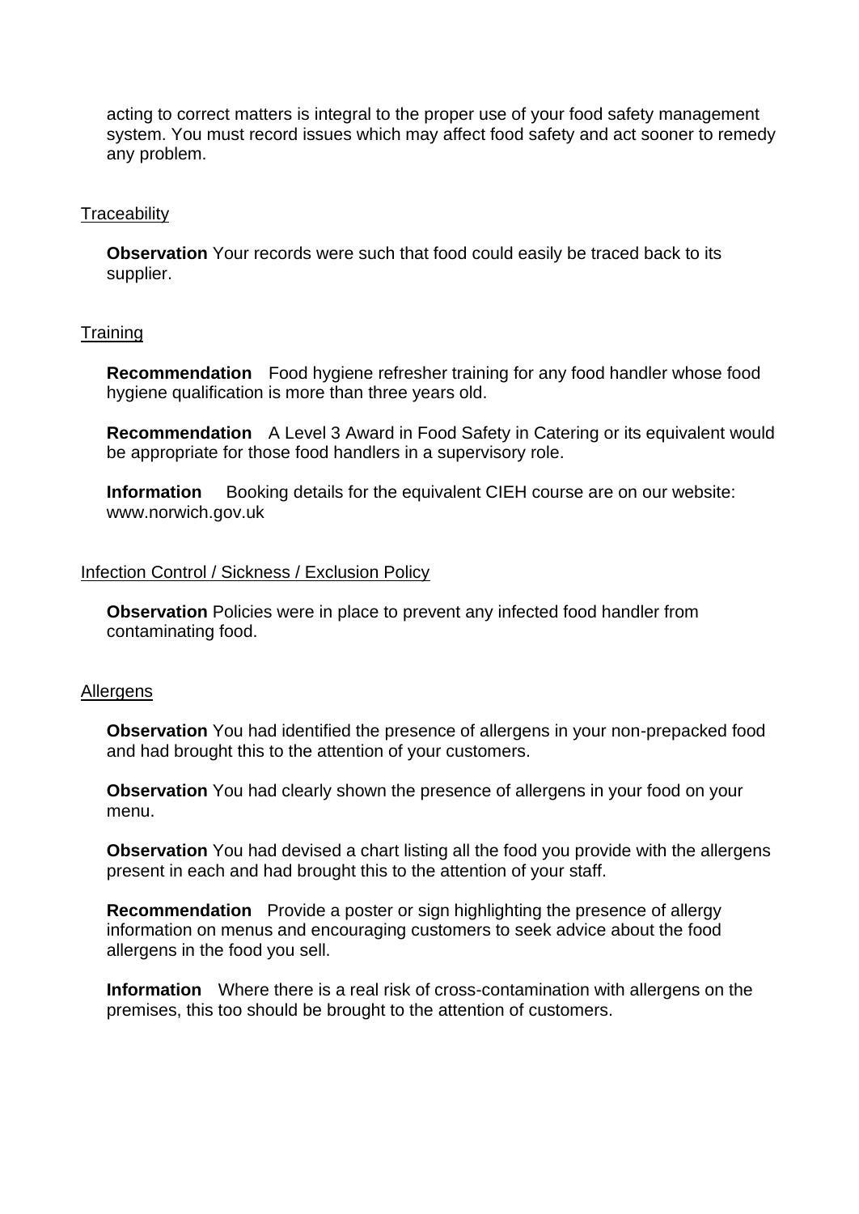acting to correct matters is integral to the proper use of your food safety management system. You must record issues which may affect food safety and act sooner to remedy any problem.

Traceability

**Observation** Your records were such that food could easily be traced back to its supplier.

Training

**Recommendation** Food hygiene refresher training for any food handler whose food hygiene qualification is more than three years old.

**Recommendation** A Level 3 Award in Food Safety in Catering or its equivalent would be appropriate for those food handlers in a supervisory role.

**Information** Booking details for the equivalent CIEH course are on our website: www.norwich.gov.uk

Infection Control / Sickness / Exclusion Policy

**Observation** Policies were in place to prevent any infected food handler from contaminating food.

Allergens

**Observation** You had identified the presence of allergens in your non-prepacked food and had brought this to the attention of your customers.

**Observation** You had clearly shown the presence of allergens in your food on your menu.

**Observation** You had devised a chart listing all the food you provide with the allergens present in each and had brought this to the attention of your staff.

**Recommendation** Provide a poster or sign highlighting the presence of allergy information on menus and encouraging customers to seek advice about the food allergens in the food you sell.

**Information** Where there is a real risk of cross-contamination with allergens on the premises, this too should be brought to the attention of customers.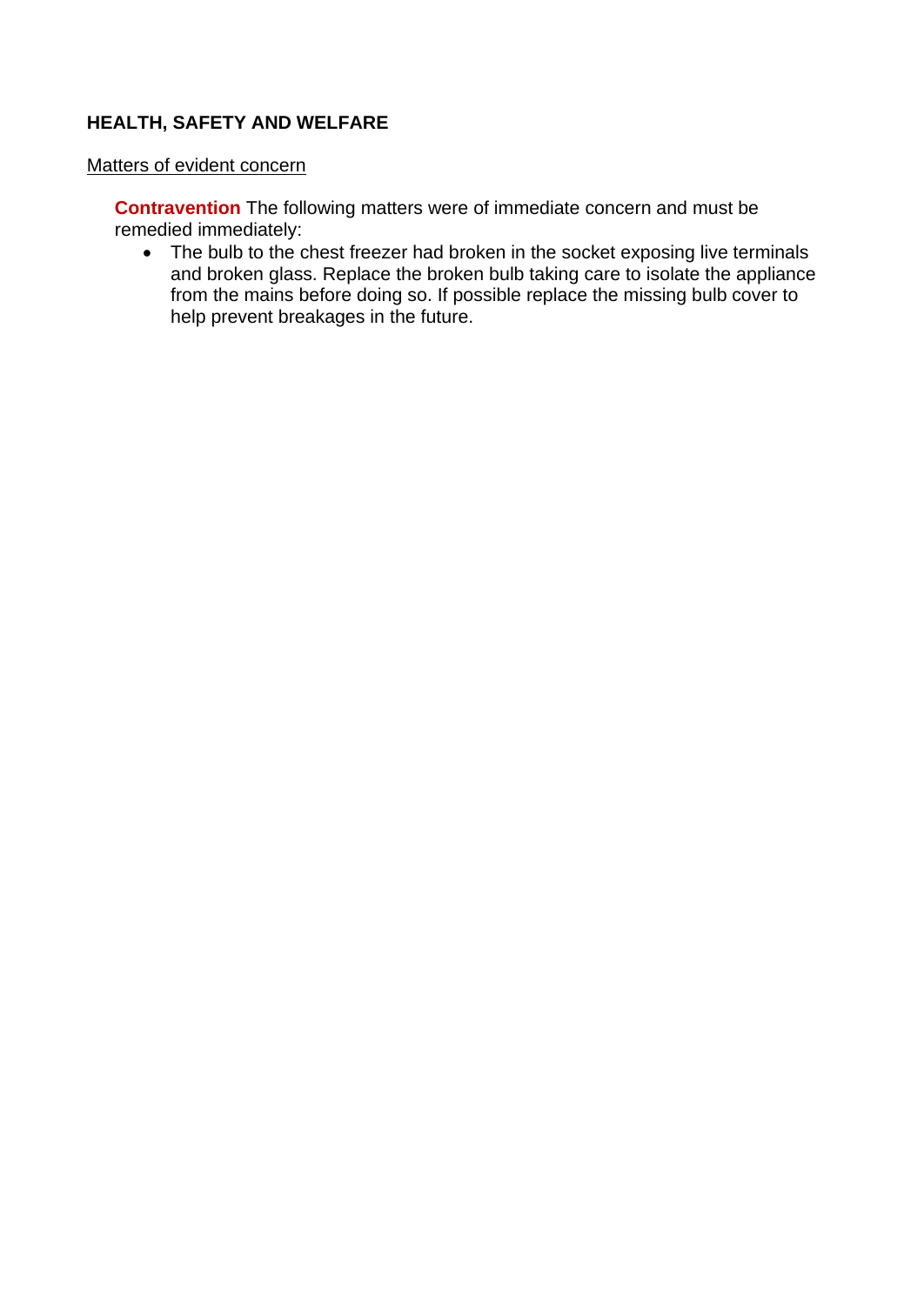**HEALTH, SAFETY AND WELFARE**

Matters of evident concern

**Contravention** The following matters were of immediate concern and must be remedied immediately:

- The bulb to the chest freezer had broken in the socket exposing live terminals and broken glass. Replace the broken bulb taking care to isolate the appliance from the mains before doing so. If possible replace the missing bulb cover to help prevent breakages in the future.